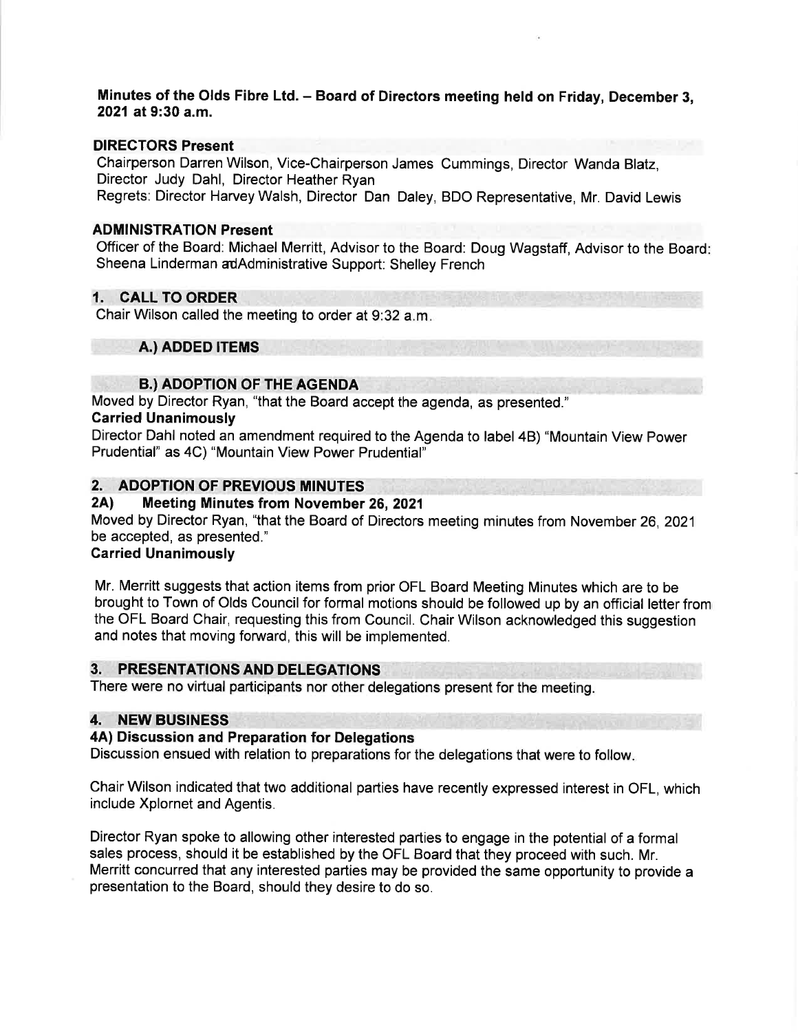**Minutes of the Olds Fibre Ltd. – Board of Directors meeting held on Friday, December 3, 2021 at 9:30 a.m.**

### DIRECTORS Present

Chairperson Darren Wilson, Vice-Chairperson James Cummings, Director Wanda Blatz, Director Judy Dahl, Director Heather Ryan
Regrets: Director Harvey Walsh, Director Dan Daley, BDO Representative, Mr. David Lewis

### ADMINISTRATION Present

Officer of the Board: Michael Merritt, Advisor to the Board: Doug Wagstaff, Advisor to the Board: Sheena Linderman adAdministrative Support: Shelley French

## 1. CALL TO ORDER

Chair Wilson called the meeting to order at 9:32 a.m.

### A.) ADDED ITEMS

### B.) ADOPTION OF THE AGENDA

Moved by Director Ryan, "that the Board accept the agenda, as presented."
**Carried Unanimously**
Director Dahl noted an amendment required to the Agenda to label 4B) "Mountain View Power Prudential" as 4C) "Mountain View Power Prudential"

## 2. ADOPTION OF PREVIOUS MINUTES

### 2A) Meeting Minutes from November 26, 2021

Moved by Director Ryan, "that the Board of Directors meeting minutes from November 26, 2021 be accepted, as presented."
**Carried Unanimously**

Mr. Merritt suggests that action items from prior OFL Board Meeting Minutes which are to be brought to Town of Olds Council for formal motions should be followed up by an official letter from the OFL Board Chair, requesting this from Council. Chair Wilson acknowledged this suggestion and notes that moving forward, this will be implemented.

## 3. PRESENTATIONS AND DELEGATIONS

There were no virtual participants nor other delegations present for the meeting.

## 4. NEW BUSINESS

### 4A) Discussion and Preparation for Delegations

Discussion ensued with relation to preparations for the delegations that were to follow.

Chair Wilson indicated that two additional parties have recently expressed interest in OFL, which include Xplornet and Agentis.

Director Ryan spoke to allowing other interested parties to engage in the potential of a formal sales process, should it be established by the OFL Board that they proceed with such. Mr. Merritt concurred that any interested parties may be provided the same opportunity to provide a presentation to the Board, should they desire to do so.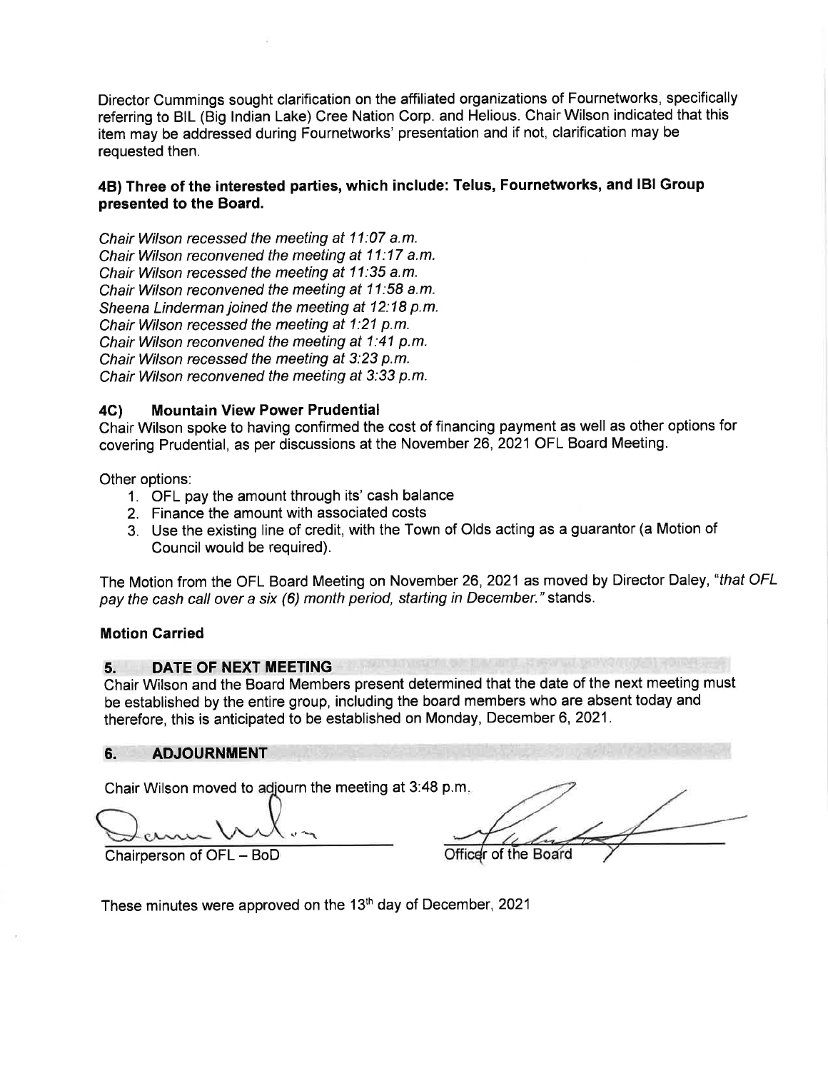Director Cummings sought clarification on the affiliated organizations of Fournetworks, specifically referring to BIL (Big Indian Lake) Cree Nation Corp. and Helious. Chair Wilson indicated that this item may be addressed during Fournetworks' presentation and if not, clarification may be requested then.

#### 4B) Three of the interested parties, which include: Telus, Fournetworks, and IBI Group presented to the Board.

*Chair Wilson recessed the meeting at 11:07 a.m.*
*Chair Wilson reconvened the meeting at 11:17 a.m.*
*Chair Wilson recessed the meeting at 11:35 a.m.*
*Chair Wilson reconvened the meeting at 11:58 a.m.*
*Sheena Linderman joined the meeting at 12:18 p.m.*
*Chair Wilson recessed the meeting at 1:21 p.m.*
*Chair Wilson reconvened the meeting at 1:41 p.m.*
*Chair Wilson recessed the meeting at 3:23 p.m.*
*Chair Wilson reconvened the meeting at 3:33 p.m.*

#### 4C) Mountain View Power Prudential

Chair Wilson spoke to having confirmed the cost of financing payment as well as other options for covering Prudential, as per discussions at the November 26, 2021 OFL Board Meeting.

Other options:

1. OFL pay the amount through its' cash balance
2. Finance the amount with associated costs
3. Use the existing line of credit, with the Town of Olds acting as a guarantor (a Motion of Council would be required).

The Motion from the OFL Board Meeting on November 26, 2021 as moved by Director Daley, "*that OFL pay the cash call over a six (6) month period, starting in December.*" stands.

**Motion Carried**

## 5. DATE OF NEXT MEETING

Chair Wilson and the Board Members present determined that the date of the next meeting must be established by the entire group, including the board members who are absent today and therefore, this is anticipated to be established on Monday, December 6, 2021.

## 6. ADJOURNMENT

Chair Wilson moved to adjourn the meeting at 3:48 p.m.

Chairperson of OFL – BoD

Officer of the Board

These minutes were approved on the 13th day of December, 2021